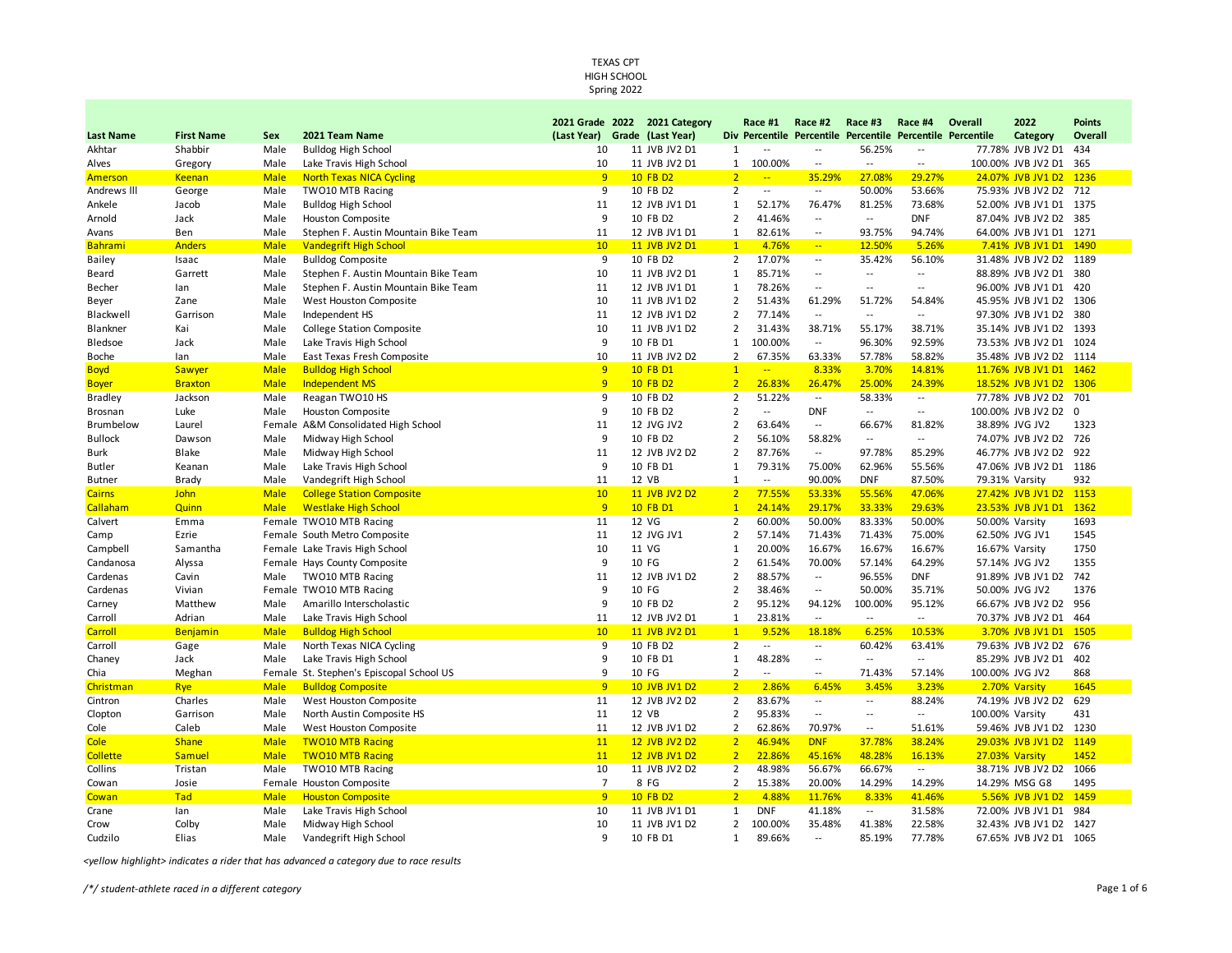TEXAS CPT
HIGH SCHOOL
Spring 2022

| Last Name | First Name | Sex | 2021 Team Name | 2021 Grade (Last Year) | 2022 Grade | 2021 Category (Last Year) | Div | Race #1 Percentile | Race #2 Percentile | Race #3 Percentile | Race #4 Percentile | Overall Percentile | 2022 Category | Points Overall |
|---|---|---|---|---|---|---|---|---|---|---|---|---|---|---|
| Akhtar | Shabbir | Male | Bulldog High School | 10 | 11 | JVB JV2 D1 | 1 | -- | -- | 56.25% | -- | 77.78% | JVB JV2 D1 | 434 |
| Alves | Gregory | Male | Lake Travis High School | 10 | 11 | JVB JV2 D1 | 1 | 100.00% | -- | -- | -- | 100.00% | JVB JV2 D1 | 365 |
| Amerson | Keenan | Male | North Texas NICA Cycling | 9 | 10 | FB D2 | 2 | -- | 35.29% | 27.08% | 29.27% | 24.07% | JVB JV1 D2 | 1236 |
| Andrews III | George | Male | TWO10 MTB Racing | 9 | 10 | FB D2 | 2 | -- | -- | 50.00% | 53.66% | 75.93% | JVB JV2 D2 | 712 |
| Ankele | Jacob | Male | Bulldog High School | 11 | 12 | JVB JV1 D1 | 1 | 52.17% | 76.47% | 81.25% | 73.68% | 52.00% | JVB JV1 D1 | 1375 |
| Arnold | Jack | Male | Houston Composite | 9 | 10 | FB D2 | 2 | 41.46% | -- | -- | DNF | 87.04% | JVB JV2 D2 | 385 |
| Avans | Ben | Male | Stephen F. Austin Mountain Bike Team | 11 | 12 | JVB JV1 D1 | 1 | 82.61% | -- | 93.75% | 94.74% | 64.00% | JVB JV1 D1 | 1271 |
| Bahrami | Anders | Male | Vandegrift High School | 10 | 11 | JVB JV2 D1 | 1 | 4.76% | -- | 12.50% | 5.26% | 7.41% | JVB JV1 D1 | 1490 |
| Bailey | Isaac | Male | Bulldog Composite | 9 | 10 | FB D2 | 2 | 17.07% | -- | 35.42% | 56.10% | 31.48% | JVB JV2 D2 | 1189 |
| Beard | Garrett | Male | Stephen F. Austin Mountain Bike Team | 10 | 11 | JVB JV2 D1 | 1 | 85.71% | -- | -- | -- | 88.89% | JVB JV2 D1 | 380 |
| Becher | Ian | Male | Stephen F. Austin Mountain Bike Team | 11 | 12 | JVB JV1 D1 | 1 | 78.26% | -- | -- | -- | 96.00% | JVB JV1 D1 | 420 |
| Beyer | Zane | Male | West Houston Composite | 10 | 11 | JVB JV1 D2 | 2 | 51.43% | 61.29% | 51.72% | 54.84% | 45.95% | JVB JV1 D2 | 1306 |
| Blackwell | Garrison | Male | Independent HS | 11 | 12 | JVB JV1 D2 | 2 | 77.14% | -- | -- | -- | 97.30% | JVB JV1 D2 | 380 |
| Blankner | Kai | Male | College Station Composite | 10 | 11 | JVB JV1 D2 | 2 | 31.43% | 38.71% | 55.17% | 38.71% | 35.14% | JVB JV1 D2 | 1393 |
| Bledsoe | Jack | Male | Lake Travis High School | 9 | 10 | FB D1 | 1 | 100.00% | -- | 96.30% | 92.59% | 73.53% | JVB JV2 D1 | 1024 |
| Boche | Ian | Male | East Texas Fresh Composite | 10 | 11 | JVB JV2 D2 | 2 | 67.35% | 63.33% | 57.78% | 58.82% | 35.48% | JVB JV2 D2 | 1114 |
| Boyd | Sawyer | Male | Bulldog High School | 9 | 10 | FB D1 | 1 | -- | 8.33% | 3.70% | 14.81% | 11.76% | JVB JV1 D1 | 1462 |
| Boyer | Braxton | Male | Independent MS | 9 | 10 | FB D2 | 2 | 26.83% | 26.47% | 25.00% | 24.39% | 18.52% | JVB JV1 D2 | 1306 |
| Bradley | Jackson | Male | Reagan TWO10 HS | 9 | 10 | FB D2 | 2 | 51.22% | -- | 58.33% | -- | 77.78% | JVB JV2 D2 | 701 |
| Brosnan | Luke | Male | Houston Composite | 9 | 10 | FB D2 | 2 | -- | DNF | -- | -- | 100.00% | JVB JV2 D2 | 0 |
| Brumbelow | Laurel | Female | A&M Consolidated High School | 11 | 12 | JVG JV2 | 2 | 63.64% | -- | 66.67% | 81.82% | 38.89% | JVG JV2 | 1323 |
| Bullock | Dawson | Male | Midway High School | 9 | 10 | FB D2 | 2 | 56.10% | 58.82% | -- | -- | 74.07% | JVB JV2 D2 | 726 |
| Burk | Blake | Male | Midway High School | 11 | 12 | JVB JV2 D2 | 2 | 87.76% | -- | 97.78% | 85.29% | 46.77% | JVB JV2 D2 | 922 |
| Butler | Keanan | Male | Lake Travis High School | 9 | 10 | FB D1 | 1 | 79.31% | 75.00% | 62.96% | 55.56% | 47.06% | JVB JV2 D1 | 1186 |
| Butner | Brady | Male | Vandegrift High School | 11 | 12 | VB | 1 | -- | 90.00% | DNF | 87.50% | 79.31% | Varsity | 932 |
| Cairns | John | Male | College Station Composite | 10 | 11 | JVB JV2 D2 | 2 | 77.55% | 53.33% | 55.56% | 47.06% | 27.42% | JVB JV1 D2 | 1153 |
| Callaham | Quinn | Male | Westlake High School | 9 | 10 | FB D1 | 1 | 24.14% | 29.17% | 33.33% | 29.63% | 23.53% | JVB JV1 D1 | 1362 |
| Calvert | Emma | Female | TWO10 MTB Racing | 11 | 12 | VG | 2 | 60.00% | 50.00% | 83.33% | 50.00% | 50.00% | Varsity | 1693 |
| Camp | Ezrie | Female | South Metro Composite | 11 | 12 | JVG JV1 | 2 | 57.14% | 71.43% | 71.43% | 75.00% | 62.50% | JVG JV1 | 1545 |
| Campbell | Samantha | Female | Lake Travis High School | 10 | 11 | VG | 1 | 20.00% | 16.67% | 16.67% | 16.67% | 16.67% | Varsity | 1750 |
| Candanosa | Alyssa | Female | Hays County Composite | 9 | 10 | FG | 2 | 61.54% | 70.00% | 57.14% | 64.29% | 57.14% | JVG JV2 | 1355 |
| Cardenas | Cavin | Male | TWO10 MTB Racing | 11 | 12 | JVB JV1 D2 | 2 | 88.57% | -- | 96.55% | DNF | 91.89% | JVB JV1 D2 | 742 |
| Cardenas | Vivian | Female | TWO10 MTB Racing | 9 | 10 | FG | 2 | 38.46% | -- | 50.00% | 35.71% | 50.00% | JVG JV2 | 1376 |
| Carney | Matthew | Male | Amarillo Interscholastic | 9 | 10 | FB D2 | 2 | 95.12% | 94.12% | 100.00% | 95.12% | 66.67% | JVB JV2 D2 | 956 |
| Carroll | Adrian | Male | Lake Travis High School | 11 | 12 | JVB JV2 D1 | 1 | 23.81% | -- | -- | -- | 70.37% | JVB JV2 D1 | 464 |
| Carroll | Benjamin | Male | Bulldog High School | 10 | 11 | JVB JV2 D1 | 1 | 9.52% | 18.18% | 6.25% | 10.53% | 3.70% | JVB JV1 D1 | 1505 |
| Carroll | Gage | Male | North Texas NICA Cycling | 9 | 10 | FB D2 | 2 | -- | -- | 60.42% | 63.41% | 79.63% | JVB JV2 D2 | 676 |
| Chaney | Jack | Male | Lake Travis High School | 9 | 10 | FB D1 | 1 | 48.28% | -- | -- | -- | 85.29% | JVB JV2 D1 | 402 |
| Chia | Meghan | Female | St. Stephen's Episcopal School US | 9 | 10 | FG | 2 | -- | -- | 71.43% | 57.14% | 100.00% | JVG JV2 | 868 |
| Christman | Rye | Male | Bulldog Composite | 9 | 10 | JVB JV1 D2 | 2 | 2.86% | 6.45% | 3.45% | 3.23% | 2.70% | Varsity | 1645 |
| Cintron | Charles | Male | West Houston Composite | 11 | 12 | JVB JV2 D2 | 2 | 83.67% | -- | -- | 88.24% | 74.19% | JVB JV2 D2 | 629 |
| Clopton | Garrison | Male | North Austin Composite HS | 11 | 12 | VB | 2 | 95.83% | -- | -- | -- | 100.00% | Varsity | 431 |
| Cole | Caleb | Male | West Houston Composite | 11 | 12 | JVB JV1 D2 | 2 | 62.86% | 70.97% | -- | 51.61% | 59.46% | JVB JV1 D2 | 1230 |
| Cole | Shane | Male | TWO10 MTB Racing | 11 | 12 | JVB JV2 D2 | 2 | 46.94% | DNF | 37.78% | 38.24% | 29.03% | JVB JV1 D2 | 1149 |
| Collette | Samuel | Male | TWO10 MTB Racing | 11 | 12 | JVB JV1 D2 | 2 | 22.86% | 45.16% | 48.28% | 16.13% | 27.03% | Varsity | 1452 |
| Collins | Tristan | Male | TWO10 MTB Racing | 10 | 11 | JVB JV2 D2 | 2 | 48.98% | 56.67% | 66.67% | -- | 38.71% | JVB JV2 D2 | 1066 |
| Cowan | Josie | Female | Houston Composite | 7 | 8 | FG | 2 | 15.38% | 20.00% | 14.29% | 14.29% | 14.29% | MSG G8 | 1495 |
| Cowan | Tad | Male | Houston Composite | 9 | 10 | FB D2 | 2 | 4.88% | 11.76% | 8.33% | 41.46% | 5.56% | JVB JV1 D2 | 1459 |
| Crane | Ian | Male | Lake Travis High School | 10 | 11 | JVB JV1 D1 | 1 | DNF | 41.18% | -- | 31.58% | 72.00% | JVB JV1 D1 | 984 |
| Crow | Colby | Male | Midway High School | 10 | 11 | JVB JV1 D2 | 2 | 100.00% | 35.48% | 41.38% | 22.58% | 32.43% | JVB JV1 D2 | 1427 |
| Cudzilo | Elias | Male | Vandegrift High School | 9 | 10 | FB D1 | 1 | 89.66% | -- | 85.19% | 77.78% | 67.65% | JVB JV2 D1 | 1065 |

*<yellow highlight> indicates a rider that has advanced a category due to race results*

*/\*/ student-athlete raced in a different category*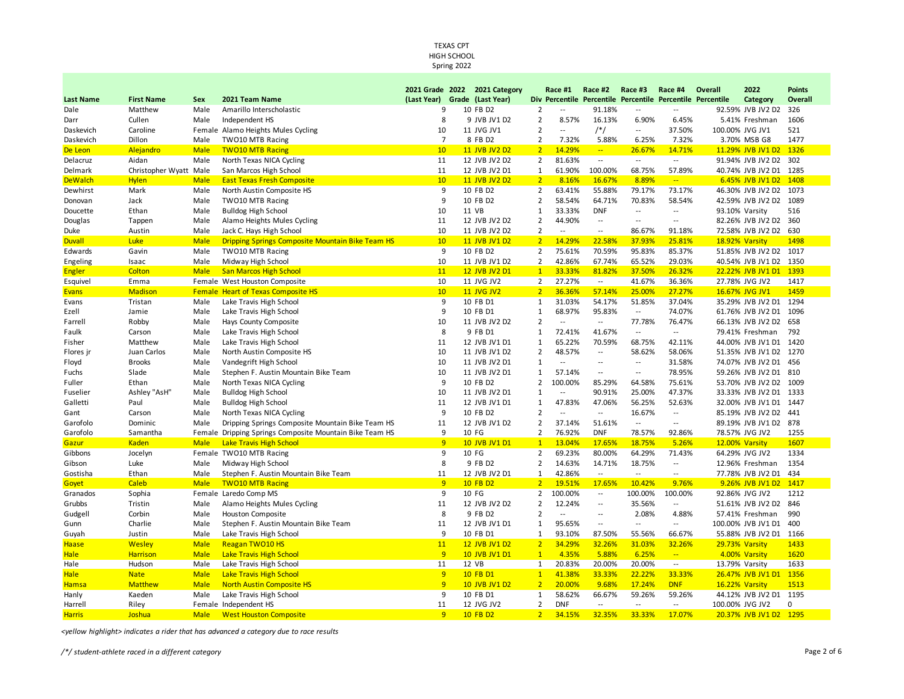TEXAS CPT
HIGH SCHOOL
Spring 2022

| Last Name | First Name | Sex | 2021 Team Name | 2021 Grade (Last Year) | 2022 Grade | 2021 Category (Last Year) | Div | Race #1 Percentile | Race #2 Percentile | Race #3 Percentile | Race #4 Percentile | Overall Percentile | 2022 Category | Points Overall |
|---|---|---|---|---|---|---|---|---|---|---|---|---|---|---|
| Dale | Matthew | Male | Amarillo Interscholastic | 9 | 10 | FB D2 | 2 | -- | 91.18% | -- | -- | 92.59% | JVB JV2 D2 | 326 |
| Darr | Cullen | Male | Independent HS | 8 | 9 | JVB JV1 D2 | 2 | 8.57% | 16.13% | 6.90% | 6.45% | 5.41% | Freshman | 1606 |
| Daskevich | Caroline | Female | Alamo Heights Mules Cycling | 10 | 11 | JVG JV1 | 2 | -- | /*/ | -- | 37.50% | 100.00% | JVG JV1 | 521 |
| Daskevich | Dillon | Male | TWO10 MTB Racing | 7 | 8 | FB D2 | 2 | 7.32% | 5.88% | 6.25% | 7.32% | 3.70% | MSB G8 | 1477 |
| De Leon | Alejandro | Male | TWO10 MTB Racing | 10 | 11 | JVB JV2 D2 | 2 | 14.29% | -- | 26.67% | 14.71% | 11.29% | JVB JV1 D2 | 1326 |
| Delacruz | Aidan | Male | North Texas NICA Cycling | 11 | 12 | JVB JV2 D2 | 2 | 81.63% | -- | -- | -- | 91.94% | JVB JV2 D2 | 302 |
| Delmark | Christopher Wyatt | Male | San Marcos High School | 11 | 12 | JVB JV2 D1 | 1 | 61.90% | 100.00% | 68.75% | 57.89% | 40.74% | JVB JV2 D1 | 1285 |
| DeWalch | Hylen | Male | East Texas Fresh Composite | 10 | 11 | JVB JV2 D2 | 2 | 8.16% | 16.67% | 8.89% | -- | 6.45% | JVB JV1 D2 | 1408 |
| Dewhirst | Mark | Male | North Austin Composite HS | 9 | 10 | FB D2 | 2 | 63.41% | 55.88% | 79.17% | 73.17% | 46.30% | JVB JV2 D2 | 1073 |
| Donovan | Jack | Male | TWO10 MTB Racing | 9 | 10 | FB D2 | 2 | 58.54% | 64.71% | 70.83% | 58.54% | 42.59% | JVB JV2 D2 | 1089 |
| Doucette | Ethan | Male | Bulldog High School | 10 | 11 | VB | 1 | 33.33% | DNF | -- | -- | 93.10% | Varsity | 516 |
| Douglas | Tappen | Male | Alamo Heights Mules Cycling | 11 | 12 | JVB JV2 D2 | 2 | 44.90% | -- | -- | -- | 82.26% | JVB JV2 D2 | 360 |
| Duke | Austin | Male | Jack C. Hays High School | 10 | 11 | JVB JV2 D2 | 2 | -- | -- | 86.67% | 91.18% | 72.58% | JVB JV2 D2 | 630 |
| Duvall | Luke | Male | Dripping Springs Composite Mountain Bike Team HS | 10 | 11 | JVB JV1 D2 | 2 | 14.29% | 22.58% | 37.93% | 25.81% | 18.92% | Varsity | 1498 |
| Edwards | Gavin | Male | TWO10 MTB Racing | 9 | 10 | FB D2 | 2 | 75.61% | 70.59% | 95.83% | 85.37% | 51.85% | JVB JV2 D2 | 1017 |
| Engeling | Isaac | Male | Midway High School | 10 | 11 | JVB JV1 D2 | 2 | 42.86% | 67.74% | 65.52% | 29.03% | 40.54% | JVB JV1 D2 | 1350 |
| Engler | Colton | Male | San Marcos High School | 11 | 12 | JVB JV2 D1 | 1 | 33.33% | 81.82% | 37.50% | 26.32% | 22.22% | JVB JV1 D1 | 1393 |
| Esquivel | Emma | Female | West Houston Composite | 10 | 11 | JVG JV2 | 2 | 27.27% | -- | 41.67% | 36.36% | 27.78% | JVG JV2 | 1417 |
| Evans | Madison | Female | Heart of Texas Composite HS | 10 | 11 | JVG JV2 | 2 | 36.36% | 57.14% | 25.00% | 27.27% | 16.67% | JVG JV1 | 1459 |
| Evans | Tristan | Male | Lake Travis High School | 9 | 10 | FB D1 | 1 | 31.03% | 54.17% | 51.85% | 37.04% | 35.29% | JVB JV2 D1 | 1294 |
| Ezell | Jamie | Male | Lake Travis High School | 9 | 10 | FB D1 | 1 | 68.97% | 95.83% | -- | 74.07% | 61.76% | JVB JV2 D1 | 1096 |
| Farrell | Robby | Male | Hays County Composite | 10 | 11 | JVB JV2 D2 | 2 | -- | -- | 77.78% | 76.47% | 66.13% | JVB JV2 D2 | 658 |
| Faulk | Carson | Male | Lake Travis High School | 8 | 9 | FB D1 | 1 | 72.41% | 41.67% | -- | -- | 79.41% | Freshman | 792 |
| Fisher | Matthew | Male | Lake Travis High School | 11 | 12 | JVB JV1 D1 | 1 | 65.22% | 70.59% | 68.75% | 42.11% | 44.00% | JVB JV1 D1 | 1420 |
| Flores jr | Juan Carlos | Male | North Austin Composite HS | 10 | 11 | JVB JV1 D2 | 2 | 48.57% | -- | 58.62% | 58.06% | 51.35% | JVB JV1 D2 | 1270 |
| Floyd | Brooks | Male | Vandegrift High School | 10 | 11 | JVB JV2 D1 | 1 | -- | -- | -- | 31.58% | 74.07% | JVB JV2 D1 | 456 |
| Fuchs | Slade | Male | Stephen F. Austin Mountain Bike Team | 10 | 11 | JVB JV2 D1 | 1 | 57.14% | -- | -- | 78.95% | 59.26% | JVB JV2 D1 | 810 |
| Fuller | Ethan | Male | North Texas NICA Cycling | 9 | 10 | FB D2 | 2 | 100.00% | 85.29% | 64.58% | 75.61% | 53.70% | JVB JV2 D2 | 1009 |
| Fuselier | Ashley "AsH" | Male | Bulldog High School | 10 | 11 | JVB JV2 D1 | 1 | -- | 90.91% | 25.00% | 47.37% | 33.33% | JVB JV2 D1 | 1333 |
| Galletti | Paul | Male | Bulldog High School | 11 | 12 | JVB JV1 D1 | 1 | 47.83% | 47.06% | 56.25% | 52.63% | 32.00% | JVB JV1 D1 | 1447 |
| Gant | Carson | Male | North Texas NICA Cycling | 9 | 10 | FB D2 | 2 | -- | -- | 16.67% | -- | 85.19% | JVB JV2 D2 | 441 |
| Garofolo | Dominic | Male | Dripping Springs Composite Mountain Bike Team HS | 11 | 12 | JVB JV1 D2 | 2 | 37.14% | 51.61% | -- | -- | 89.19% | JVB JV1 D2 | 878 |
| Garofolo | Samantha | Female | Dripping Springs Composite Mountain Bike Team HS | 9 | 10 | FG | 2 | 76.92% | DNF | 78.57% | 92.86% | 78.57% | JVG JV2 | 1255 |
| Gazur | Kaden | Male | Lake Travis High School | 9 | 10 | JVB JV1 D1 | 1 | 13.04% | 17.65% | 18.75% | 5.26% | 12.00% | Varsity | 1607 |
| Gibbons | Jocelyn | Female | TWO10 MTB Racing | 9 | 10 | FG | 2 | 69.23% | 80.00% | 64.29% | 71.43% | 64.29% | JVG JV2 | 1334 |
| Gibson | Luke | Male | Midway High School | 8 | 9 | FB D2 | 2 | 14.63% | 14.71% | 18.75% | -- | 12.96% | Freshman | 1354 |
| Gostisha | Ethan | Male | Stephen F. Austin Mountain Bike Team | 11 | 12 | JVB JV2 D1 | 1 | 42.86% | -- | -- | -- | 77.78% | JVB JV2 D1 | 434 |
| Goyet | Caleb | Male | TWO10 MTB Racing | 9 | 10 | FB D2 | 2 | 19.51% | 17.65% | 10.42% | 9.76% | 9.26% | JVB JV1 D2 | 1417 |
| Granados | Sophia | Female | Laredo Comp MS | 9 | 10 | FG | 2 | 100.00% | -- | 100.00% | 100.00% | 92.86% | JVG JV2 | 1212 |
| Grubbs | Tristin | Male | Alamo Heights Mules Cycling | 11 | 12 | JVB JV2 D2 | 2 | 12.24% | -- | 35.56% | -- | 51.61% | JVB JV2 D2 | 846 |
| Gudgell | Corbin | Male | Houston Composite | 8 | 9 | FB D2 | 2 | -- | -- | 2.08% | 4.88% | 57.41% | Freshman | 990 |
| Gunn | Charlie | Male | Stephen F. Austin Mountain Bike Team | 11 | 12 | JVB JV1 D1 | 1 | 95.65% | -- | -- | -- | 100.00% | JVB JV1 D1 | 400 |
| Guyah | Justin | Male | Lake Travis High School | 9 | 10 | FB D1 | 1 | 93.10% | 87.50% | 55.56% | 66.67% | 55.88% | JVB JV2 D1 | 1166 |
| Haase | Wesley | Male | Reagan TWO10 HS | 11 | 12 | JVB JV1 D2 | 2 | 34.29% | 32.26% | 31.03% | 32.26% | 29.73% | Varsity | 1433 |
| Hale | Harrison | Male | Lake Travis High School | 9 | 10 | JVB JV1 D1 | 1 | 4.35% | 5.88% | 6.25% | -- | 4.00% | Varsity | 1620 |
| Hale | Hudson | Male | Lake Travis High School | 11 | 12 | VB | 1 | 20.83% | 20.00% | 20.00% | -- | 13.79% | Varsity | 1633 |
| Hale | Nate | Male | Lake Travis High School | 9 | 10 | FB D1 | 1 | 41.38% | 33.33% | 22.22% | 33.33% | 26.47% | JVB JV1 D1 | 1356 |
| Hamsa | Matthew | Male | North Austin Composite HS | 9 | 10 | JVB JV1 D2 | 2 | 20.00% | 9.68% | 17.24% | DNF | 16.22% | Varsity | 1513 |
| Hanly | Kaeden | Male | Lake Travis High School | 9 | 10 | FB D1 | 1 | 58.62% | 66.67% | 59.26% | 59.26% | 44.12% | JVB JV2 D1 | 1195 |
| Harrell | Riley | Female | Independent HS | 11 | 12 | JVG JV2 | 2 | DNF | -- | -- | -- | 100.00% | JVG JV2 | 0 |
| Harris | Joshua | Male | West Houston Composite | 9 | 10 | FB D2 | 2 | 34.15% | 32.35% | 33.33% | 17.07% | 20.37% | JVB JV1 D2 | 1295 |

*<yellow highlight> indicates a rider that has advanced a category due to race results*

*/*/ student-athlete raced in a different category*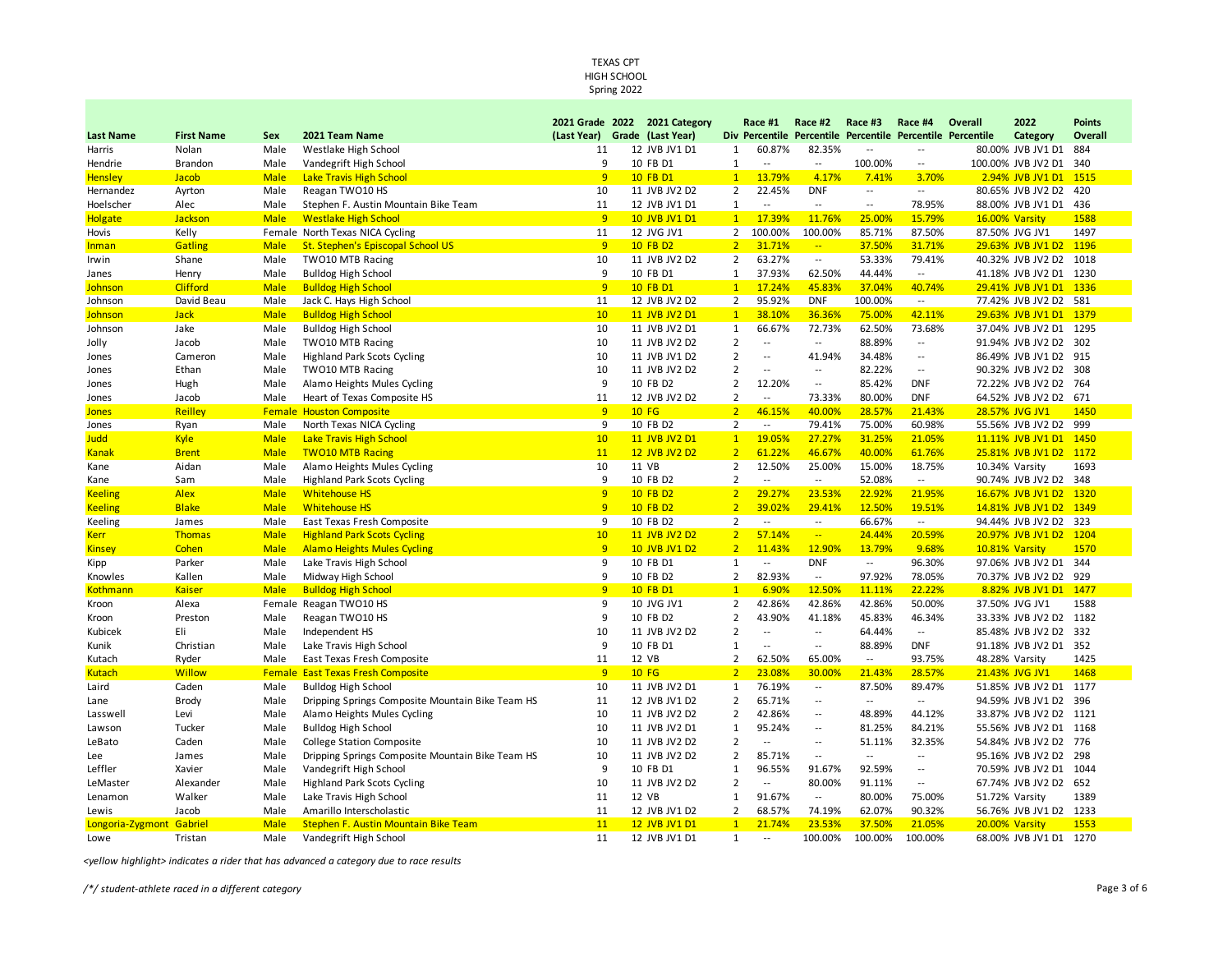TEXAS CPT
HIGH SCHOOL
Spring 2022

| Last Name | First Name | Sex | 2021 Team Name | 2021 Grade (Last Year) | 2022 Grade | 2021 Category (Last Year) | Div | Race #1 Percentile | Race #2 Percentile | Race #3 Percentile | Race #4 Percentile | Overall Percentile | 2022 Category | Points Overall |
|---|---|---|---|---|---|---|---|---|---|---|---|---|---|---|
| Harris | Nolan | Male | Westlake High School | 11 | 12 | JVB JV1 D1 | 1 | 60.87% | 82.35% | -- | -- | 80.00% | JVB JV1 D1 | 884 |
| Hendrie | Brandon | Male | Vandegrift High School | 9 | 10 | FB D1 | 1 | -- | -- | 100.00% | -- | 100.00% | JVB JV2 D1 | 340 |
| Hensley | Jacob | Male | Lake Travis High School | 9 | 10 | FB D1 | 1 | 13.79% | 4.17% | 7.41% | 3.70% | 2.94% | JVB JV1 D1 | 1515 |
| Hernandez | Ayrton | Male | Reagan TWO10 HS | 10 | 11 | JVB JV2 D2 | 2 | 22.45% | DNF | -- | -- | 80.65% | JVB JV2 D2 | 420 |
| Hoelscher | Alec | Male | Stephen F. Austin Mountain Bike Team | 11 | 12 | JVB JV1 D1 | 1 | -- | -- | -- | 78.95% | 88.00% | JVB JV1 D1 | 436 |
| Holgate | Jackson | Male | Westlake High School | 9 | 10 | JVB JV1 D1 | 1 | 17.39% | 11.76% | 25.00% | 15.79% | 16.00% | Varsity | 1588 |
| Hovis | Kelly | Female | North Texas NICA Cycling | 11 | 12 | JVG JV1 | 2 | 100.00% | 100.00% | 85.71% | 87.50% | 87.50% | JVG JV1 | 1497 |
| Inman | Gatling | Male | St. Stephen's Episcopal School US | 9 | 10 | FB D2 | 2 | 31.71% | -- | 37.50% | 31.71% | 29.63% | JVB JV1 D2 | 1196 |
| Irwin | Shane | Male | TWO10 MTB Racing | 10 | 11 | JVB JV2 D2 | 2 | 63.27% | -- | 53.33% | 79.41% | 40.32% | JVB JV2 D2 | 1018 |
| Janes | Henry | Male | Bulldog High School | 9 | 10 | FB D1 | 1 | 37.93% | 62.50% | 44.44% | -- | 41.18% | JVB JV2 D1 | 1230 |
| Johnson | Clifford | Male | Bulldog High School | 9 | 10 | FB D1 | 1 | 17.24% | 45.83% | 37.04% | 40.74% | 29.41% | JVB JV1 D1 | 1336 |
| Johnson | David Beau | Male | Jack C. Hays High School | 11 | 12 | JVB JV2 D2 | 2 | 95.92% | DNF | 100.00% | -- | 77.42% | JVB JV2 D2 | 581 |
| Johnson | Jack | Male | Bulldog High School | 10 | 11 | JVB JV2 D1 | 1 | 38.10% | 36.36% | 75.00% | 42.11% | 29.63% | JVB JV1 D1 | 1379 |
| Johnson | Jake | Male | Bulldog High School | 10 | 11 | JVB JV2 D1 | 1 | 66.67% | 72.73% | 62.50% | 73.68% | 37.04% | JVB JV2 D1 | 1295 |
| Jolly | Jacob | Male | TWO10 MTB Racing | 10 | 11 | JVB JV2 D2 | 2 | -- | -- | 88.89% | -- | 91.94% | JVB JV2 D2 | 302 |
| Jones | Cameron | Male | Highland Park Scots Cycling | 10 | 11 | JVB JV1 D2 | 2 | -- | 41.94% | 34.48% | -- | 86.49% | JVB JV1 D2 | 915 |
| Jones | Ethan | Male | TWO10 MTB Racing | 10 | 11 | JVB JV2 D2 | 2 | -- | -- | 82.22% | -- | 90.32% | JVB JV2 D2 | 308 |
| Jones | Hugh | Male | Alamo Heights Mules Cycling | 9 | 10 | FB D2 | 2 | 12.20% | -- | 85.42% | DNF | 72.22% | JVB JV2 D2 | 764 |
| Jones | Jacob | Male | Heart of Texas Composite HS | 11 | 12 | JVB JV2 D2 | 2 | -- | 73.33% | 80.00% | DNF | 64.52% | JVB JV2 D2 | 671 |
| Jones | Reilley | Female | Houston Composite | 9 | 10 | FG | 2 | 46.15% | 40.00% | 28.57% | 21.43% | 28.57% | JVG JV1 | 1450 |
| Jones | Ryan | Male | North Texas NICA Cycling | 9 | 10 | FB D2 | 2 | -- | 79.41% | 75.00% | 60.98% | 55.56% | JVB JV2 D2 | 999 |
| Judd | Kyle | Male | Lake Travis High School | 10 | 11 | JVB JV2 D1 | 1 | 19.05% | 27.27% | 31.25% | 21.05% | 11.11% | JVB JV1 D1 | 1450 |
| Kanak | Brent | Male | TWO10 MTB Racing | 11 | 12 | JVB JV2 D2 | 2 | 61.22% | 46.67% | 40.00% | 61.76% | 25.81% | JVB JV1 D2 | 1172 |
| Kane | Aidan | Male | Alamo Heights Mules Cycling | 10 | 11 | VB | 2 | 12.50% | 25.00% | 15.00% | 18.75% | 10.34% | Varsity | 1693 |
| Kane | Sam | Male | Highland Park Scots Cycling | 9 | 10 | FB D2 | 2 | -- | -- | 52.08% | -- | 90.74% | JVB JV2 D2 | 348 |
| Keeling | Alex | Male | Whitehouse HS | 9 | 10 | FB D2 | 2 | 29.27% | 23.53% | 22.92% | 21.95% | 16.67% | JVB JV1 D2 | 1320 |
| Keeling | Blake | Male | Whitehouse HS | 9 | 10 | FB D2 | 2 | 39.02% | 29.41% | 12.50% | 19.51% | 14.81% | JVB JV1 D2 | 1349 |
| Keeling | James | Male | East Texas Fresh Composite | 9 | 10 | FB D2 | 2 | -- | -- | 66.67% | -- | 94.44% | JVB JV2 D2 | 323 |
| Kerr | Thomas | Male | Highland Park Scots Cycling | 10 | 11 | JVB JV2 D2 | 2 | 57.14% | -- | 24.44% | 20.59% | 20.97% | JVB JV1 D2 | 1204 |
| Kinsey | Cohen | Male | Alamo Heights Mules Cycling | 9 | 10 | JVB JV1 D2 | 2 | 11.43% | 12.90% | 13.79% | 9.68% | 10.81% | Varsity | 1570 |
| Kipp | Parker | Male | Lake Travis High School | 9 | 10 | FB D1 | 1 | -- | DNF | -- | 96.30% | 97.06% | JVB JV2 D1 | 344 |
| Knowles | Kallen | Male | Midway High School | 9 | 10 | FB D2 | 2 | 82.93% | -- | 97.92% | 78.05% | 70.37% | JVB JV2 D2 | 929 |
| Kothmann | Kaiser | Male | Bulldog High School | 9 | 10 | FB D1 | 1 | 6.90% | 12.50% | 11.11% | 22.22% | 8.82% | JVB JV1 D1 | 1477 |
| Kroon | Alexa | Female | Reagan TWO10 HS | 9 | 10 | JVG JV1 | 2 | 42.86% | 42.86% | 42.86% | 50.00% | 37.50% | JVG JV1 | 1588 |
| Kroon | Preston | Male | Reagan TWO10 HS | 9 | 10 | FB D2 | 2 | 43.90% | 41.18% | 45.83% | 46.34% | 33.33% | JVB JV2 D2 | 1182 |
| Kubicek | Eli | Male | Independent HS | 10 | 11 | JVB JV2 D2 | 2 | -- | -- | 64.44% | -- | 85.48% | JVB JV2 D2 | 332 |
| Kunik | Christian | Male | Lake Travis High School | 9 | 10 | FB D1 | 1 | -- | -- | 88.89% | DNF | 91.18% | JVB JV2 D1 | 352 |
| Kutach | Ryder | Male | East Texas Fresh Composite | 11 | 12 | VB | 2 | 62.50% | 65.00% | -- | 93.75% | 48.28% | Varsity | 1425 |
| Kutach | Willow | Female | East Texas Fresh Composite | 9 | 10 | FG | 2 | 23.08% | 30.00% | 21.43% | 28.57% | 21.43% | JVG JV1 | 1468 |
| Laird | Caden | Male | Bulldog High School | 10 | 11 | JVB JV2 D1 | 1 | 76.19% | -- | 87.50% | 89.47% | 51.85% | JVB JV2 D1 | 1177 |
| Lane | Brody | Male | Dripping Springs Composite Mountain Bike Team HS | 11 | 12 | JVB JV1 D2 | 2 | 65.71% | -- | -- | -- | 94.59% | JVB JV1 D2 | 396 |
| Lasswell | Levi | Male | Alamo Heights Mules Cycling | 10 | 11 | JVB JV2 D2 | 2 | 42.86% | -- | 48.89% | 44.12% | 33.87% | JVB JV2 D2 | 1121 |
| Lawson | Tucker | Male | Bulldog High School | 10 | 11 | JVB JV2 D1 | 1 | 95.24% | -- | 81.25% | 84.21% | 55.56% | JVB JV2 D1 | 1168 |
| LeBato | Caden | Male | College Station Composite | 10 | 11 | JVB JV2 D2 | 2 | -- | -- | 51.11% | 32.35% | 54.84% | JVB JV2 D2 | 776 |
| Lee | James | Male | Dripping Springs Composite Mountain Bike Team HS | 10 | 11 | JVB JV2 D2 | 2 | 85.71% | -- | -- | -- | 95.16% | JVB JV2 D2 | 298 |
| Leffler | Xavier | Male | Vandegrift High School | 9 | 10 | FB D1 | 1 | 96.55% | 91.67% | 92.59% | -- | 70.59% | JVB JV2 D1 | 1044 |
| LeMaster | Alexander | Male | Highland Park Scots Cycling | 10 | 11 | JVB JV2 D2 | 2 | -- | 80.00% | 91.11% | -- | 67.74% | JVB JV2 D2 | 652 |
| Lenamon | Walker | Male | Lake Travis High School | 11 | 12 | VB | 1 | 91.67% | -- | 80.00% | 75.00% | 51.72% | Varsity | 1389 |
| Lewis | Jacob | Male | Amarillo Interscholastic | 11 | 12 | JVB JV1 D2 | 2 | 68.57% | 74.19% | 62.07% | 90.32% | 56.76% | JVB JV1 D2 | 1233 |
| Longoria-Zygmont | Gabriel | Male | Stephen F. Austin Mountain Bike Team | 11 | 12 | JVB JV1 D1 | 1 | 21.74% | 23.53% | 37.50% | 21.05% | 20.00% | Varsity | 1553 |
| Lowe | Tristan | Male | Vandegrift High School | 11 | 12 | JVB JV1 D1 | 1 | -- | 100.00% | 100.00% | 100.00% | 68.00% | JVB JV1 D1 | 1270 |

*<yellow highlight> indicates a rider that has advanced a category due to race results*

*/\*/ student-athlete raced in a different category*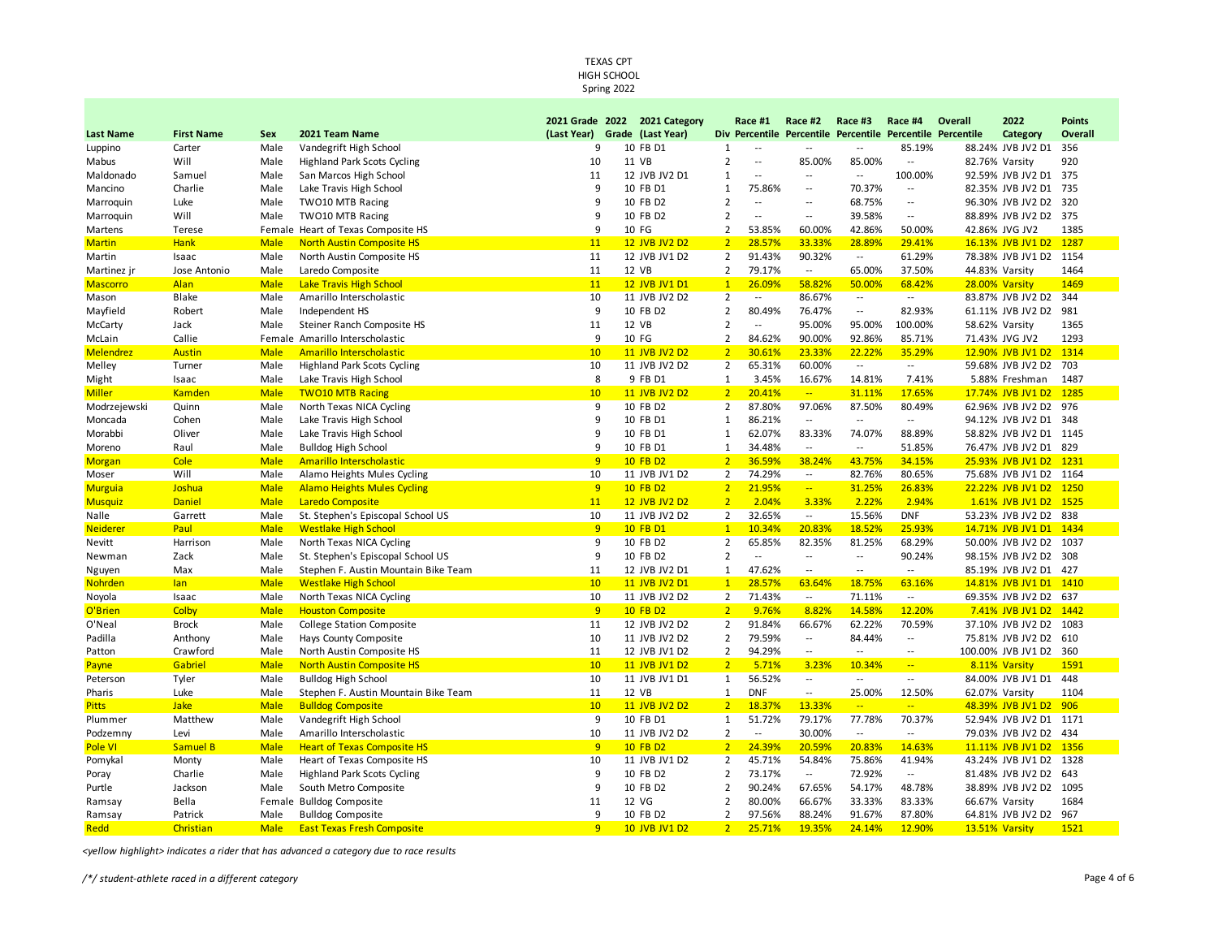TEXAS CPT
HIGH SCHOOL
Spring 2022

| Last Name | First Name | Sex | 2021 Team Name | 2021 Grade (Last Year) | 2022 Grade | 2021 Category (Last Year) | Div | Race #1 Percentile | Race #2 Percentile | Race #3 Percentile | Race #4 Percentile | Overall Percentile | 2022 Category | Points Overall |
|---|---|---|---|---|---|---|---|---|---|---|---|---|---|---|
| Luppino | Carter | Male | Vandegrift High School | 9 | 10 | FB D1 | 1 | -- | -- | -- | 85.19% | 88.24% | JVB JV2 D1 | 356 |
| Mabus | Will | Male | Highland Park Scots Cycling | 10 | 11 | VB | 2 | -- | 85.00% | 85.00% | -- | 82.76% | Varsity | 920 |
| Maldonado | Samuel | Male | San Marcos High School | 11 | 12 | JVB JV2 D1 | 1 | -- | -- | -- | 100.00% | 92.59% | JVB JV2 D1 | 375 |
| Mancino | Charlie | Male | Lake Travis High School | 9 | 10 | FB D1 | 1 | 75.86% | -- | 70.37% | -- | 82.35% | JVB JV2 D1 | 735 |
| Marroquin | Luke | Male | TWO10 MTB Racing | 9 | 10 | FB D2 | 2 | -- | -- | 68.75% | -- | 96.30% | JVB JV2 D2 | 320 |
| Marroquin | Will | Male | TWO10 MTB Racing | 9 | 10 | FB D2 | 2 | -- | -- | 39.58% | -- | 88.89% | JVB JV2 D2 | 375 |
| Martens | Terese | Female | Heart of Texas Composite HS | 9 | 10 | FG | 2 | 53.85% | 60.00% | 42.86% | 50.00% | 42.86% | JVG JV2 | 1385 |
| Martin | Hank | Male | North Austin Composite HS | 11 | 12 | JVB JV2 D2 | 2 | 28.57% | 33.33% | 28.89% | 29.41% | 16.13% | JVB JV1 D2 | 1287 |
| Martin | Isaac | Male | North Austin Composite HS | 11 | 12 | JVB JV1 D2 | 2 | 91.43% | 90.32% | -- | 61.29% | 78.38% | JVB JV1 D2 | 1154 |
| Martinez jr | Jose Antonio | Male | Laredo Composite | 11 | 12 | VB | 2 | 79.17% | -- | 65.00% | 37.50% | 44.83% | Varsity | 1464 |
| Mascorro | Alan | Male | Lake Travis High School | 11 | 12 | JVB JV1 D1 | 1 | 26.09% | 58.82% | 50.00% | 68.42% | 28.00% | Varsity | 1469 |
| Mason | Blake | Male | Amarillo Interscholastic | 10 | 11 | JVB JV2 D2 | 2 | -- | 86.67% | -- | -- | 83.87% | JVB JV2 D2 | 344 |
| Mayfield | Robert | Male | Independent HS | 9 | 10 | FB D2 | 2 | 80.49% | 76.47% | -- | 82.93% | 61.11% | JVB JV2 D2 | 981 |
| McCarty | Jack | Male | Steiner Ranch Composite HS | 11 | 12 | VB | 2 | -- | 95.00% | 95.00% | 100.00% | 58.62% | Varsity | 1365 |
| McLain | Callie | Female | Amarillo Interscholastic | 9 | 10 | FG | 2 | 84.62% | 90.00% | 92.86% | 85.71% | 71.43% | JVG JV2 | 1293 |
| Melendrez | Austin | Male | Amarillo Interscholastic | 10 | 11 | JVB JV2 D2 | 2 | 30.61% | 23.33% | 22.22% | 35.29% | 12.90% | JVB JV1 D2 | 1314 |
| Melley | Turner | Male | Highland Park Scots Cycling | 10 | 11 | JVB JV2 D2 | 2 | 65.31% | 60.00% | -- | -- | 59.68% | JVB JV2 D2 | 703 |
| Might | Isaac | Male | Lake Travis High School | 8 | 9 | FB D1 | 1 | 3.45% | 16.67% | 14.81% | 7.41% | 5.88% | Freshman | 1487 |
| Miller | Kamden | Male | TWO10 MTB Racing | 10 | 11 | JVB JV2 D2 | 2 | 20.41% | -- | 31.11% | 17.65% | 17.74% | JVB JV1 D2 | 1285 |
| Modrzejewski | Quinn | Male | North Texas NICA Cycling | 9 | 10 | FB D2 | 2 | 87.80% | 97.06% | 87.50% | 80.49% | 62.96% | JVB JV2 D2 | 976 |
| Moncada | Cohen | Male | Lake Travis High School | 9 | 10 | FB D1 | 1 | 86.21% | -- | -- | -- | 94.12% | JVB JV2 D1 | 348 |
| Morabbi | Oliver | Male | Lake Travis High School | 9 | 10 | FB D1 | 1 | 62.07% | 83.33% | 74.07% | 88.89% | 58.82% | JVB JV2 D1 | 1145 |
| Moreno | Raul | Male | Bulldog High School | 9 | 10 | FB D1 | 1 | 34.48% | -- | -- | 51.85% | 76.47% | JVB JV2 D1 | 829 |
| Morgan | Cole | Male | Amarillo Interscholastic | 9 | 10 | FB D2 | 2 | 36.59% | 38.24% | 43.75% | 34.15% | 25.93% | JVB JV1 D2 | 1231 |
| Moser | Will | Male | Alamo Heights Mules Cycling | 10 | 11 | JVB JV1 D2 | 2 | 74.29% | -- | 82.76% | 80.65% | 75.68% | JVB JV1 D2 | 1164 |
| Murguia | Joshua | Male | Alamo Heights Mules Cycling | 9 | 10 | FB D2 | 2 | 21.95% | -- | 31.25% | 26.83% | 22.22% | JVB JV1 D2 | 1250 |
| Musquiz | Daniel | Male | Laredo Composite | 11 | 12 | JVB JV2 D2 | 2 | 2.04% | 3.33% | 2.22% | 2.94% | 1.61% | JVB JV1 D2 | 1525 |
| Nalle | Garrett | Male | St. Stephen's Episcopal School US | 10 | 11 | JVB JV2 D2 | 2 | 32.65% | -- | 15.56% | DNF | 53.23% | JVB JV2 D2 | 838 |
| Neiderer | Paul | Male | Westlake High School | 9 | 10 | FB D1 | 1 | 10.34% | 20.83% | 18.52% | 25.93% | 14.71% | JVB JV1 D1 | 1434 |
| Nevitt | Harrison | Male | North Texas NICA Cycling | 9 | 10 | FB D2 | 2 | 65.85% | 82.35% | 81.25% | 68.29% | 50.00% | JVB JV2 D2 | 1037 |
| Newman | Zack | Male | St. Stephen's Episcopal School US | 9 | 10 | FB D2 | 2 | -- | -- | -- | 90.24% | 98.15% | JVB JV2 D2 | 308 |
| Nguyen | Max | Male | Stephen F. Austin Mountain Bike Team | 11 | 12 | JVB JV2 D1 | 1 | 47.62% | -- | -- | -- | 85.19% | JVB JV2 D1 | 427 |
| Nohrden | Ian | Male | Westlake High School | 10 | 11 | JVB JV2 D1 | 1 | 28.57% | 63.64% | 18.75% | 63.16% | 14.81% | JVB JV1 D1 | 1410 |
| Noyola | Isaac | Male | North Texas NICA Cycling | 10 | 11 | JVB JV2 D2 | 2 | 71.43% | -- | 71.11% | -- | 69.35% | JVB JV2 D2 | 637 |
| O'Brien | Colby | Male | Houston Composite | 9 | 10 | FB D2 | 2 | 9.76% | 8.82% | 14.58% | 12.20% | 7.41% | JVB JV1 D2 | 1442 |
| O'Neal | Brock | Male | College Station Composite | 11 | 12 | JVB JV2 D2 | 2 | 91.84% | 66.67% | 62.22% | 70.59% | 37.10% | JVB JV2 D2 | 1083 |
| Padilla | Anthony | Male | Hays County Composite | 10 | 11 | JVB JV2 D2 | 2 | 79.59% | -- | 84.44% | -- | 75.81% | JVB JV2 D2 | 610 |
| Patton | Crawford | Male | North Austin Composite HS | 11 | 12 | JVB JV1 D2 | 2 | 94.29% | -- | -- | -- | 100.00% | JVB JV1 D2 | 360 |
| Payne | Gabriel | Male | North Austin Composite HS | 10 | 11 | JVB JV1 D2 | 2 | 5.71% | 3.23% | 10.34% | -- | 8.11% | Varsity | 1591 |
| Peterson | Tyler | Male | Bulldog High School | 10 | 11 | JVB JV1 D1 | 1 | 56.52% | -- | -- | -- | 84.00% | JVB JV1 D1 | 448 |
| Pharis | Luke | Male | Stephen F. Austin Mountain Bike Team | 11 | 12 | VB | 1 | DNF | -- | 25.00% | 12.50% | 62.07% | Varsity | 1104 |
| Pitts | Jake | Male | Bulldog Composite | 10 | 11 | JVB JV2 D2 | 2 | 18.37% | 13.33% | -- | -- | 48.39% | JVB JV1 D2 | 906 |
| Plummer | Matthew | Male | Vandegrift High School | 9 | 10 | FB D1 | 1 | 51.72% | 79.17% | 77.78% | 70.37% | 52.94% | JVB JV2 D1 | 1171 |
| Podzemny | Levi | Male | Amarillo Interscholastic | 10 | 11 | JVB JV2 D2 | 2 | -- | 30.00% | -- | -- | 79.03% | JVB JV2 D2 | 434 |
| Pole VI | Samuel B | Male | Heart of Texas Composite HS | 9 | 10 | FB D2 | 2 | 24.39% | 20.59% | 20.83% | 14.63% | 11.11% | JVB JV1 D2 | 1356 |
| Pomykal | Monty | Male | Heart of Texas Composite HS | 10 | 11 | JVB JV1 D2 | 2 | 45.71% | 54.84% | 75.86% | 41.94% | 43.24% | JVB JV1 D2 | 1328 |
| Poray | Charlie | Male | Highland Park Scots Cycling | 9 | 10 | FB D2 | 2 | 73.17% | -- | 72.92% | -- | 81.48% | JVB JV2 D2 | 643 |
| Purtle | Jackson | Male | South Metro Composite | 9 | 10 | FB D2 | 2 | 90.24% | 67.65% | 54.17% | 48.78% | 38.89% | JVB JV2 D2 | 1095 |
| Ramsay | Bella | Female | Bulldog Composite | 11 | 12 | VG | 2 | 80.00% | 66.67% | 33.33% | 83.33% | 66.67% | Varsity | 1684 |
| Ramsay | Patrick | Male | Bulldog Composite | 9 | 10 | FB D2 | 2 | 97.56% | 88.24% | 91.67% | 87.80% | 64.81% | JVB JV2 D2 | 967 |
| Redd | Christian | Male | East Texas Fresh Composite | 9 | 10 | JVB JV1 D2 | 2 | 25.71% | 19.35% | 24.14% | 12.90% | 13.51% | Varsity | 1521 |

*<yellow highlight> indicates a rider that has advanced a category due to race results*

*/*/ student-athlete raced in a different category*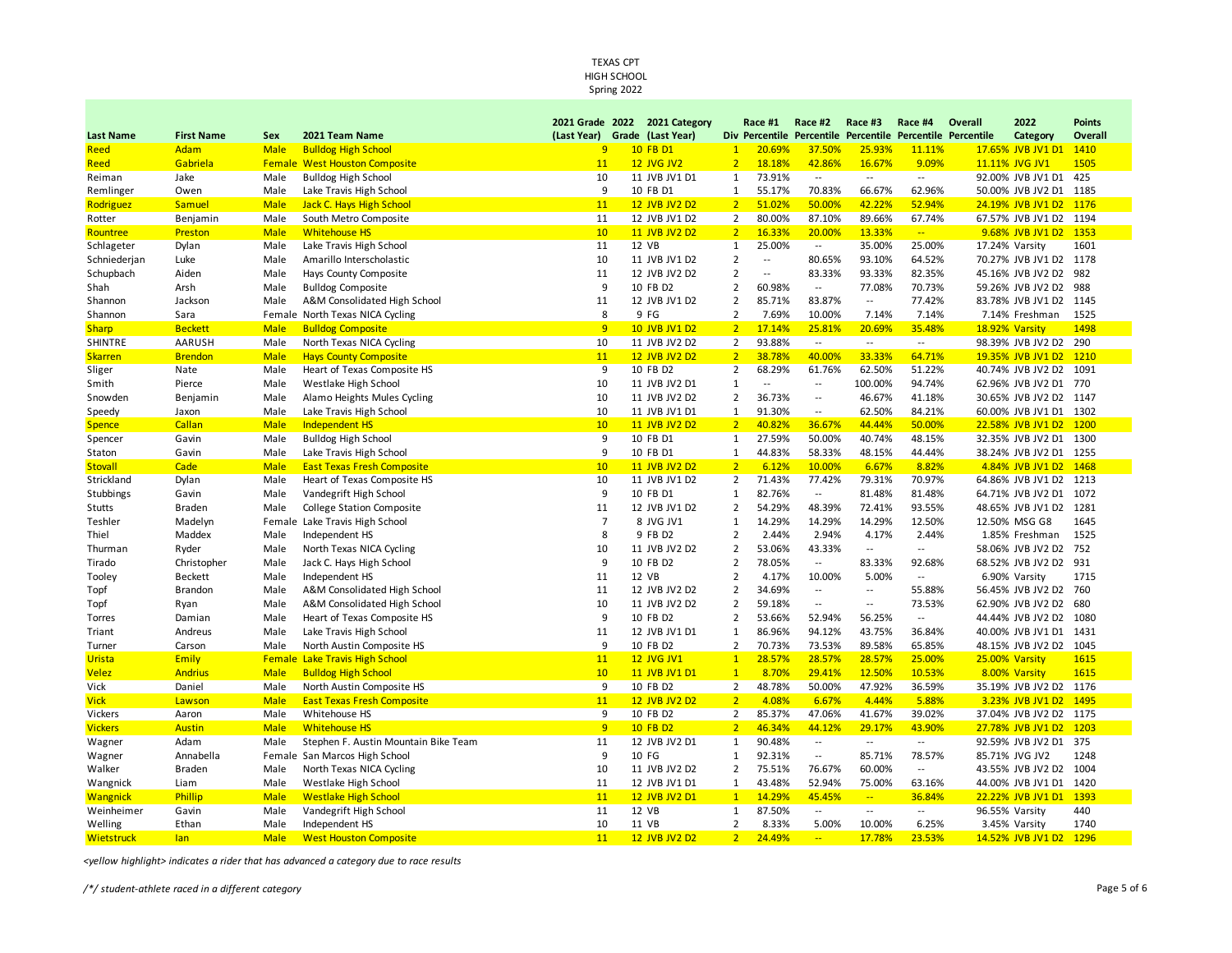TEXAS CPT
HIGH SCHOOL
Spring 2022

| Last Name | First Name | Sex | 2021 Team Name | 2021 Grade (Last Year) | 2022 Grade | 2021 Category (Last Year) | Div | Race #1 Percentile | Race #2 Percentile | Race #3 Percentile | Race #4 Percentile | Overall Percentile | 2022 Category | Points Overall |
|---|---|---|---|---|---|---|---|---|---|---|---|---|---|---|
| Reed | Adam | Male | Bulldog High School | 9 | 10 | FB D1 | 1 | 20.69% | 37.50% | 25.93% | 11.11% | 17.65% | JVB JV1 D1 | 1410 |
| Reed | Gabriela | Female | West Houston Composite | 11 | 12 | JVG JV2 | 2 | 18.18% | 42.86% | 16.67% | 9.09% | 11.11% | JVG JV1 | 1505 |
| Reiman | Jake | Male | Bulldog High School | 10 | 11 | JVB JV1 D1 | 1 | 73.91% | -- | -- | -- | 92.00% | JVB JV1 D1 | 425 |
| Remlinger | Owen | Male | Lake Travis High School | 9 | 10 | FB D1 | 1 | 55.17% | 70.83% | 66.67% | 62.96% | 50.00% | JVB JV2 D1 | 1185 |
| Rodriguez | Samuel | Male | Jack C. Hays High School | 11 | 12 | JVB JV2 D2 | 2 | 51.02% | 50.00% | 42.22% | 52.94% | 24.19% | JVB JV1 D2 | 1176 |
| Rotter | Benjamin | Male | South Metro Composite | 11 | 12 | JVB JV1 D2 | 2 | 80.00% | 87.10% | 89.66% | 67.74% | 67.57% | JVB JV1 D2 | 1194 |
| Rountree | Preston | Male | Whitehouse HS | 10 | 11 | JVB JV2 D2 | 2 | 16.33% | 20.00% | 13.33% | -- | 9.68% | JVB JV1 D2 | 1353 |
| Schlageter | Dylan | Male | Lake Travis High School | 11 | 12 | VB | 1 | 25.00% | -- | 35.00% | 25.00% | 17.24% | Varsity | 1601 |
| Schniederjan | Luke | Male | Amarillo Interscholastic | 10 | 11 | JVB JV1 D2 | 2 | -- | 80.65% | 93.10% | 64.52% | 70.27% | JVB JV1 D2 | 1178 |
| Schupbach | Aiden | Male | Hays County Composite | 11 | 12 | JVB JV2 D2 | 2 | -- | 83.33% | 93.33% | 82.35% | 45.16% | JVB JV2 D2 | 982 |
| Shah | Arsh | Male | Bulldog Composite | 9 | 10 | FB D2 | 2 | 60.98% | -- | 77.08% | 70.73% | 59.26% | JVB JV2 D2 | 988 |
| Shannon | Jackson | Male | A&M Consolidated High School | 11 | 12 | JVB JV1 D2 | 2 | 85.71% | 83.87% | -- | 77.42% | 83.78% | JVB JV1 D2 | 1145 |
| Shannon | Sara | Female | North Texas NICA Cycling | 8 | 9 | FG | 2 | 7.69% | 10.00% | 7.14% | 7.14% | 7.14% | Freshman | 1525 |
| Sharp | Beckett | Male | Bulldog Composite | 9 | 10 | JVB JV1 D2 | 2 | 17.14% | 25.81% | 20.69% | 35.48% | 18.92% | Varsity | 1498 |
| SHINTRE | AARUSH | Male | North Texas NICA Cycling | 10 | 11 | JVB JV2 D2 | 2 | 93.88% | -- | -- | -- | 98.39% | JVB JV2 D2 | 290 |
| Skarren | Brendon | Male | Hays County Composite | 11 | 12 | JVB JV2 D2 | 2 | 38.78% | 40.00% | 33.33% | 64.71% | 19.35% | JVB JV1 D2 | 1210 |
| Sliger | Nate | Male | Heart of Texas Composite HS | 9 | 10 | FB D2 | 2 | 68.29% | 61.76% | 62.50% | 51.22% | 40.74% | JVB JV2 D2 | 1091 |
| Smith | Pierce | Male | Westlake High School | 10 | 11 | JVB JV2 D1 | 1 | -- | -- | 100.00% | 94.74% | 62.96% | JVB JV2 D1 | 770 |
| Snowden | Benjamin | Male | Alamo Heights Mules Cycling | 10 | 11 | JVB JV2 D2 | 2 | 36.73% | -- | 46.67% | 41.18% | 30.65% | JVB JV2 D2 | 1147 |
| Speedy | Jaxon | Male | Lake Travis High School | 10 | 11 | JVB JV1 D1 | 1 | 91.30% | -- | 62.50% | 84.21% | 60.00% | JVB JV1 D1 | 1302 |
| Spence | Callan | Male | Independent HS | 10 | 11 | JVB JV2 D2 | 2 | 40.82% | 36.67% | 44.44% | 50.00% | 22.58% | JVB JV1 D2 | 1200 |
| Spencer | Gavin | Male | Bulldog High School | 9 | 10 | FB D1 | 1 | 27.59% | 50.00% | 40.74% | 48.15% | 32.35% | JVB JV2 D1 | 1300 |
| Staton | Gavin | Male | Lake Travis High School | 9 | 10 | FB D1 | 1 | 44.83% | 58.33% | 48.15% | 44.44% | 38.24% | JVB JV2 D1 | 1255 |
| Stovall | Cade | Male | East Texas Fresh Composite | 10 | 11 | JVB JV2 D2 | 2 | 6.12% | 10.00% | 6.67% | 8.82% | 4.84% | JVB JV1 D2 | 1468 |
| Strickland | Dylan | Male | Heart of Texas Composite HS | 10 | 11 | JVB JV1 D2 | 2 | 71.43% | 77.42% | 79.31% | 70.97% | 64.86% | JVB JV1 D2 | 1213 |
| Stubbings | Gavin | Male | Vandegrift High School | 9 | 10 | FB D1 | 1 | 82.76% | -- | 81.48% | 81.48% | 64.71% | JVB JV2 D1 | 1072 |
| Stutts | Braden | Male | College Station Composite | 11 | 12 | JVB JV1 D2 | 2 | 54.29% | 48.39% | 72.41% | 93.55% | 48.65% | JVB JV1 D2 | 1281 |
| Teshler | Madelyn | Female | Lake Travis High School | 7 | 8 | JVG JV1 | 1 | 14.29% | 14.29% | 14.29% | 12.50% | 12.50% | MSG G8 | 1645 |
| Thiel | Maddex | Male | Independent HS | 8 | 9 | FB D2 | 2 | 2.44% | 2.94% | 4.17% | 2.44% | 1.85% | Freshman | 1525 |
| Thurman | Ryder | Male | North Texas NICA Cycling | 10 | 11 | JVB JV2 D2 | 2 | 53.06% | 43.33% | -- | -- | 58.06% | JVB JV2 D2 | 752 |
| Tirado | Christopher | Male | Jack C. Hays High School | 9 | 10 | FB D2 | 2 | 78.05% | -- | 83.33% | 92.68% | 68.52% | JVB JV2 D2 | 931 |
| Tooley | Beckett | Male | Independent HS | 11 | 12 | VB | 2 | 4.17% | 10.00% | 5.00% | -- | 6.90% | Varsity | 1715 |
| Topf | Brandon | Male | A&M Consolidated High School | 11 | 12 | JVB JV2 D2 | 2 | 34.69% | -- | -- | 55.88% | 56.45% | JVB JV2 D2 | 760 |
| Topf | Ryan | Male | A&M Consolidated High School | 10 | 11 | JVB JV2 D2 | 2 | 59.18% | -- | -- | 73.53% | 62.90% | JVB JV2 D2 | 680 |
| Torres | Damian | Male | Heart of Texas Composite HS | 9 | 10 | FB D2 | 2 | 53.66% | 52.94% | 56.25% | -- | 44.44% | JVB JV2 D2 | 1080 |
| Triant | Andreus | Male | Lake Travis High School | 11 | 12 | JVB JV1 D1 | 1 | 86.96% | 94.12% | 43.75% | 36.84% | 40.00% | JVB JV1 D1 | 1431 |
| Turner | Carson | Male | North Austin Composite HS | 9 | 10 | FB D2 | 2 | 70.73% | 73.53% | 89.58% | 65.85% | 48.15% | JVB JV2 D2 | 1045 |
| Urista | Emily | Female | Lake Travis High School | 11 | 12 | JVG JV1 | 1 | 28.57% | 28.57% | 28.57% | 25.00% | 25.00% | Varsity | 1615 |
| Velez | Andrius | Male | Bulldog High School | 10 | 11 | JVB JV1 D1 | 1 | 8.70% | 29.41% | 12.50% | 10.53% | 8.00% | Varsity | 1615 |
| Vick | Daniel | Male | North Austin Composite HS | 9 | 10 | FB D2 | 2 | 48.78% | 50.00% | 47.92% | 36.59% | 35.19% | JVB JV2 D2 | 1176 |
| Vick | Lawson | Male | East Texas Fresh Composite | 11 | 12 | JVB JV2 D2 | 2 | 4.08% | 6.67% | 4.44% | 5.88% | 3.23% | JVB JV1 D2 | 1495 |
| Vickers | Aaron | Male | Whitehouse HS | 9 | 10 | FB D2 | 2 | 85.37% | 47.06% | 41.67% | 39.02% | 37.04% | JVB JV2 D2 | 1175 |
| Vickers | Austin | Male | Whitehouse HS | 9 | 10 | FB D2 | 2 | 46.34% | 44.12% | 29.17% | 43.90% | 27.78% | JVB JV1 D2 | 1203 |
| Wagner | Adam | Male | Stephen F. Austin Mountain Bike Team | 11 | 12 | JVB JV2 D1 | 1 | 90.48% | -- | -- | -- | 92.59% | JVB JV2 D1 | 375 |
| Wagner | Annabella | Female | San Marcos High School | 9 | 10 | FG | 1 | 92.31% | -- | 85.71% | 78.57% | 85.71% | JVG JV2 | 1248 |
| Walker | Braden | Male | North Texas NICA Cycling | 10 | 11 | JVB JV2 D2 | 2 | 75.51% | 76.67% | 60.00% | -- | 43.55% | JVB JV2 D2 | 1004 |
| Wangnick | Liam | Male | Westlake High School | 11 | 12 | JVB JV1 D1 | 1 | 43.48% | 52.94% | 75.00% | 63.16% | 44.00% | JVB JV1 D1 | 1420 |
| Wangnick | Phillip | Male | Westlake High School | 11 | 12 | JVB JV2 D1 | 1 | 14.29% | 45.45% | -- | 36.84% | 22.22% | JVB JV1 D1 | 1393 |
| Weinheimer | Gavin | Male | Vandegrift High School | 11 | 12 | VB | 1 | 87.50% | -- | -- | -- | 96.55% | Varsity | 440 |
| Welling | Ethan | Male | Independent HS | 10 | 11 | VB | 2 | 8.33% | 5.00% | 10.00% | 6.25% | 3.45% | Varsity | 1740 |
| Wietstruck | Ian | Male | West Houston Composite | 11 | 12 | JVB JV2 D2 | 2 | 24.49% | -- | 17.78% | 23.53% | 14.52% | JVB JV1 D2 | 1296 |

*<yellow highlight> indicates a rider that has advanced a category due to race results*

*/*/ student-athlete raced in a different category*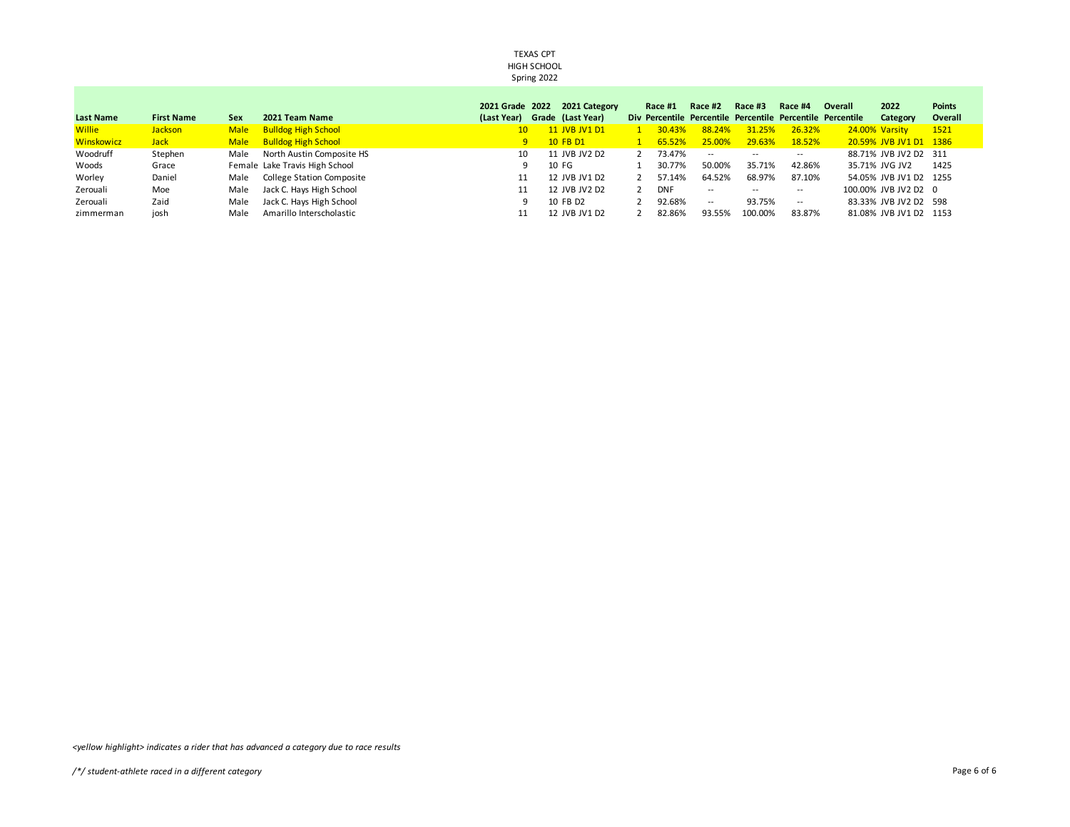TEXAS CPT
HIGH SCHOOL
Spring 2022

| Last Name | First Name | Sex | 2021 Team Name | 2021 Grade (Last Year) | 2022 Grade | 2021 Category (Last Year) | Div | Race #1 Percentile | Race #2 Percentile | Race #3 Percentile | Race #4 Percentile | Overall Percentile | 2022 Category | Points Overall |
|---|---|---|---|---|---|---|---|---|---|---|---|---|---|---|
| Willie | Jackson | Male | Bulldog High School | 10 | 11 | JVB JV1 D1 | 1 | 30.43% | 88.24% | 31.25% | 26.32% | 24.00% | Varsity | 1521 |
| Winskowicz | Jack | Male | Bulldog High School | 9 | 10 | FB D1 | 1 | 65.52% | 25.00% | 29.63% | 18.52% | 20.59% | JVB JV1 D1 | 1386 |
| Woodruff | Stephen | Male | North Austin Composite HS | 10 | 11 | JVB JV2 D2 | 2 | 73.47% | -- | -- | -- | 88.71% | JVB JV2 D2 | 311 |
| Woods | Grace | Female | Lake Travis High School | 9 | 10 | FG | 1 | 30.77% | 50.00% | 35.71% | 42.86% | 35.71% | JVG JV2 | 1425 |
| Worley | Daniel | Male | College Station Composite | 11 | 12 | JVB JV1 D2 | 2 | 57.14% | 64.52% | 68.97% | 87.10% | 54.05% | JVB JV1 D2 | 1255 |
| Zerouali | Moe | Male | Jack C. Hays High School | 11 | 12 | JVB JV2 D2 | 2 | DNF | -- | -- | -- | 100.00% | JVB JV2 D2 | 0 |
| Zerouali | Zaid | Male | Jack C. Hays High School | 9 | 10 | FB D2 | 2 | 92.68% | -- | 93.75% | -- | 83.33% | JVB JV2 D2 | 598 |
| zimmerman | josh | Male | Amarillo Interscholastic | 11 | 12 | JVB JV1 D2 | 2 | 82.86% | 93.55% | 100.00% | 83.87% | 81.08% | JVB JV1 D2 | 1153 |

*<yellow highlight> indicates a rider that has advanced a category due to race results*

*/*/ student-athlete raced in a different category*